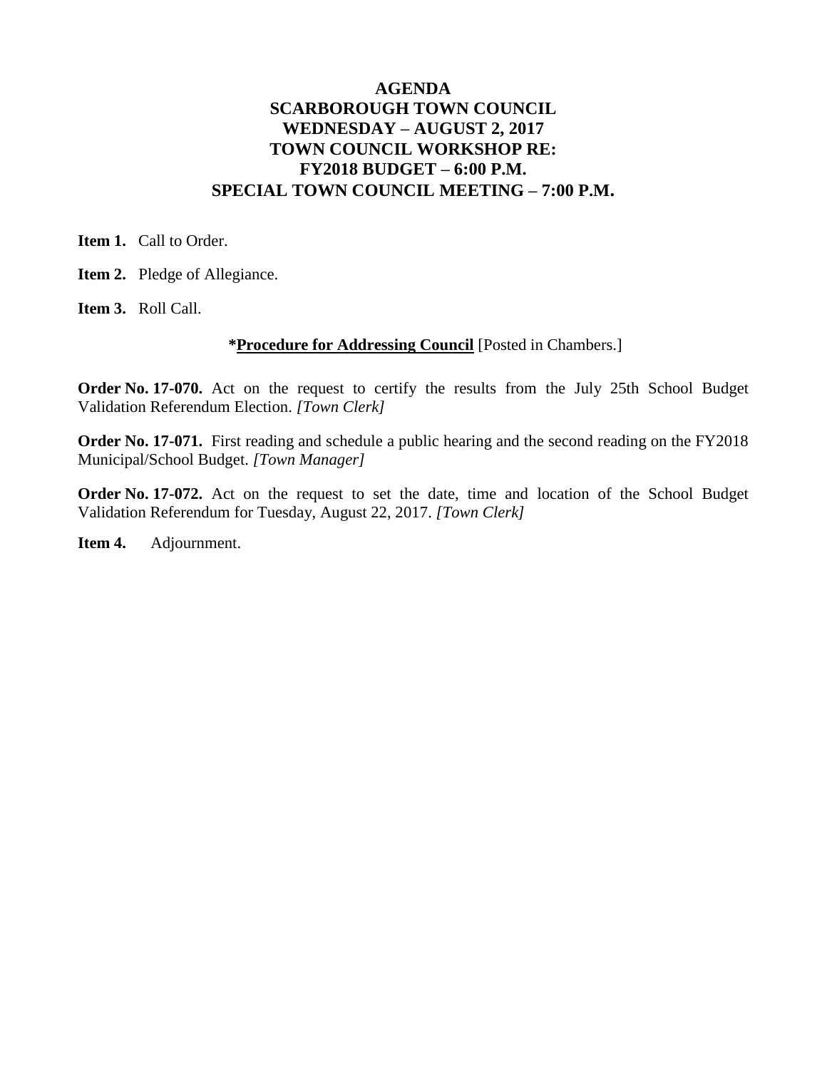# AGENDA
# SCARBOROUGH TOWN COUNCIL
## WEDNESDAY – AUGUST 2, 2017
## TOWN COUNCIL WORKSHOP RE:
## FY2018 BUDGET – 6:00 P.M.
## SPECIAL TOWN COUNCIL MEETING – 7:00 P.M.

**Item 1.** Call to Order.

**Item 2.** Pledge of Allegiance.

**Item 3.** Roll Call.

***Procedure for Addressing Council** [Posted in Chambers.]

**Order No. 17-070.** Act on the request to certify the results from the July 25th School Budget Validation Referendum Election. *[Town Clerk]*

**Order No. 17-071.** First reading and schedule a public hearing and the second reading on the FY2018 Municipal/School Budget. *[Town Manager]*

**Order No. 17-072.** Act on the request to set the date, time and location of the School Budget Validation Referendum for Tuesday, August 22, 2017. *[Town Clerk]*

**Item 4.** Adjournment.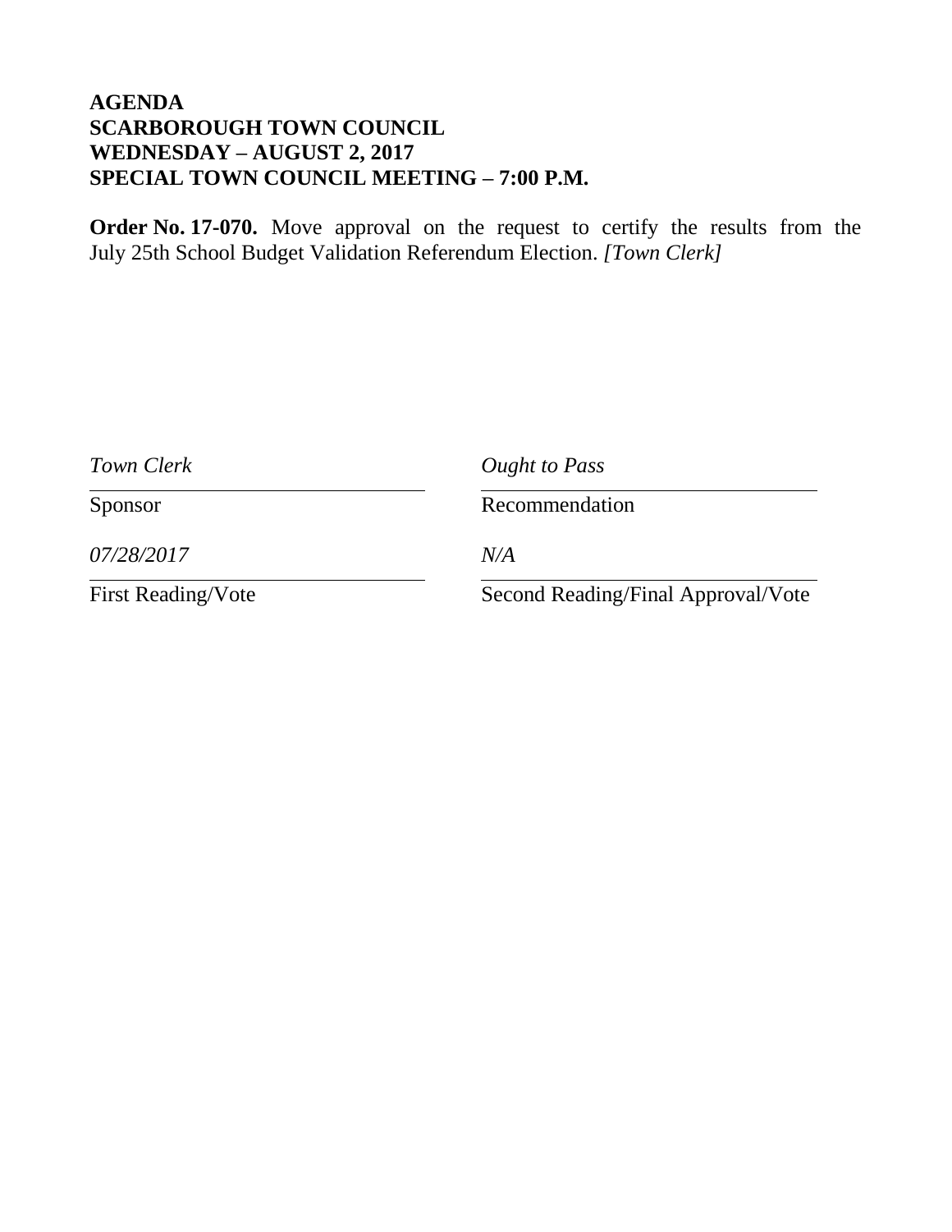**AGENDA**
**SCARBOROUGH TOWN COUNCIL**
**WEDNESDAY – AUGUST 2, 2017**
**SPECIAL TOWN COUNCIL MEETING – 7:00 P.M.**

**Order No. 17-070.** Move approval on the request to certify the results from the July 25th School Budget Validation Referendum Election. *[Town Clerk]*

| | |
|---|---|
| *Town Clerk* | *Ought to Pass* |
| Sponsor | Recommendation |
| *07/28/2017* | *N/A* |
| First Reading/Vote | Second Reading/Final Approval/Vote |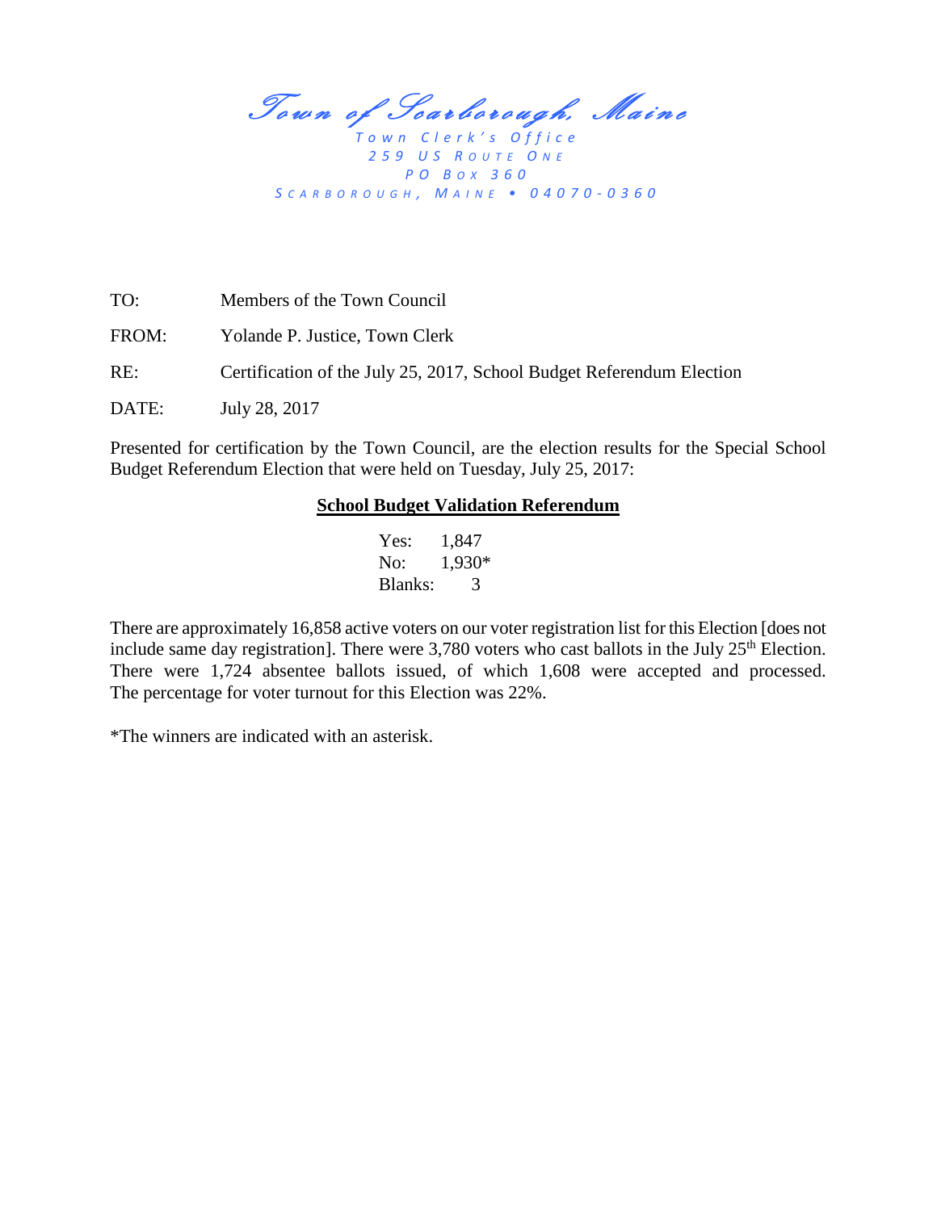*Town of Scarborough, Maine*

*Town Clerk's Office*
*259 US Route One*
*PO Box 360*
*Scarborough, Maine • 04070-0360*

TO: Members of the Town Council

FROM: Yolande P. Justice, Town Clerk

RE: Certification of the July 25, 2017, School Budget Referendum Election

DATE: July 28, 2017

Presented for certification by the Town Council, are the election results for the Special School Budget Referendum Election that were held on Tuesday, July 25, 2017:

**School Budget Validation Referendum**

| | |
|---|---|
| Yes: | 1,847 |
| No: | 1,930* |
| Blanks: | 3 |

There are approximately 16,858 active voters on our voter registration list for this Election [does not include same day registration]. There were 3,780 voters who cast ballots in the July 25th Election. There were 1,724 absentee ballots issued, of which 1,608 were accepted and processed. The percentage for voter turnout for this Election was 22%.

*The winners are indicated with an asterisk.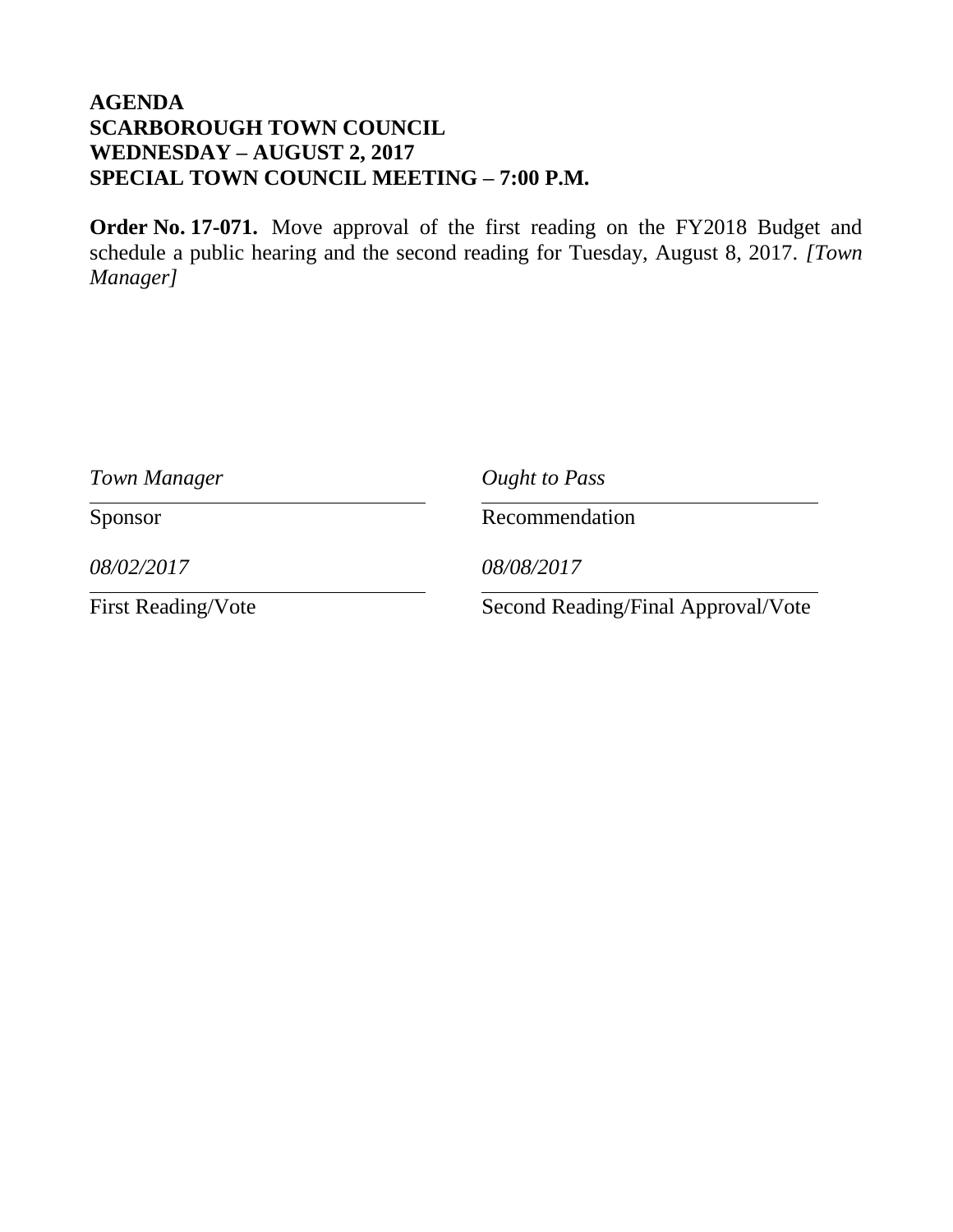**AGENDA**
**SCARBOROUGH TOWN COUNCIL**
**WEDNESDAY – AUGUST 2, 2017**
**SPECIAL TOWN COUNCIL MEETING – 7:00 P.M.**

**Order No. 17-071.** Move approval of the first reading on the FY2018 Budget and schedule a public hearing and the second reading for Tuesday, August 8, 2017. *[Town Manager]*

| *Town Manager* | *Ought to Pass* |
|---|---|
| Sponsor | Recommendation |
| *08/02/2017* | *08/08/2017* |
| First Reading/Vote | Second Reading/Final Approval/Vote |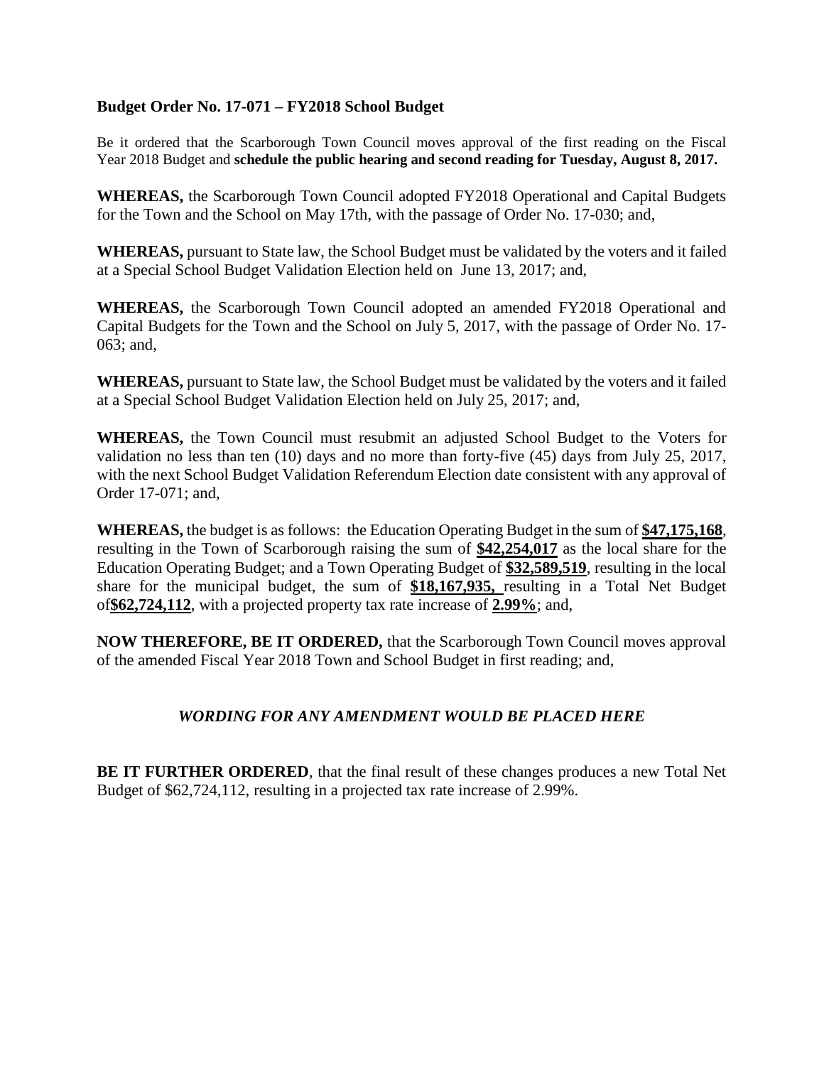**Budget Order No. 17-071 – FY2018 School Budget**

Be it ordered that the Scarborough Town Council moves approval of the first reading on the Fiscal Year 2018 Budget and **schedule the public hearing and second reading for Tuesday, August 8, 2017.**

**WHEREAS,** the Scarborough Town Council adopted FY2018 Operational and Capital Budgets for the Town and the School on May 17th, with the passage of Order No. 17-030; and,

**WHEREAS,** pursuant to State law, the School Budget must be validated by the voters and it failed at a Special School Budget Validation Election held on June 13, 2017; and,

**WHEREAS,** the Scarborough Town Council adopted an amended FY2018 Operational and Capital Budgets for the Town and the School on July 5, 2017, with the passage of Order No. 17-063; and,

**WHEREAS,** pursuant to State law, the School Budget must be validated by the voters and it failed at a Special School Budget Validation Election held on July 25, 2017; and,

**WHEREAS,** the Town Council must resubmit an adjusted School Budget to the Voters for validation no less than ten (10) days and no more than forty-five (45) days from July 25, 2017, with the next School Budget Validation Referendum Election date consistent with any approval of Order 17-071; and,

**WHEREAS,** the budget is as follows: the Education Operating Budget in the sum of **$47,175,168**, resulting in the Town of Scarborough raising the sum of **$42,254,017** as the local share for the Education Operating Budget; and a Town Operating Budget of **$32,589,519**, resulting in the local share for the municipal budget, the sum of **$18,167,935,** resulting in a Total Net Budget of**$62,724,112**, with a projected property tax rate increase of **2.99%**; and,

**NOW THEREFORE, BE IT ORDERED,** that the Scarborough Town Council moves approval of the amended Fiscal Year 2018 Town and School Budget in first reading; and,

***WORDING FOR ANY AMENDMENT WOULD BE PLACED HERE***

**BE IT FURTHER ORDERED**, that the final result of these changes produces a new Total Net Budget of $62,724,112, resulting in a projected tax rate increase of 2.99%.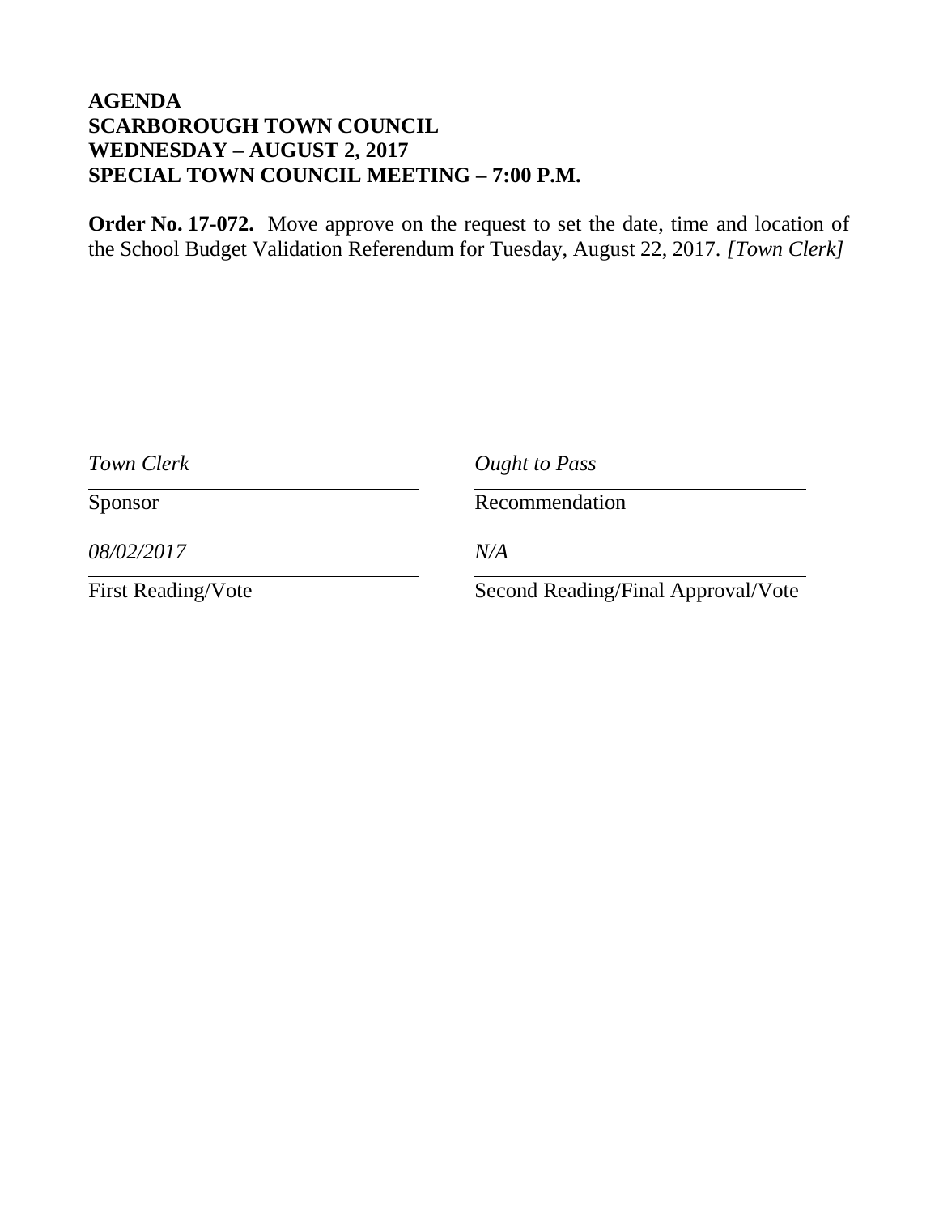**AGENDA**
**SCARBOROUGH TOWN COUNCIL**
**WEDNESDAY – AUGUST 2, 2017**
**SPECIAL TOWN COUNCIL MEETING – 7:00 P.M.**

**Order No. 17-072.** Move approve on the request to set the date, time and location of the School Budget Validation Referendum for Tuesday, August 22, 2017. *[Town Clerk]*

| | |
|---|---|
| *Town Clerk* | *Ought to Pass* |
| Sponsor | Recommendation |
| *08/02/2017* | *N/A* |
| First Reading/Vote | Second Reading/Final Approval/Vote |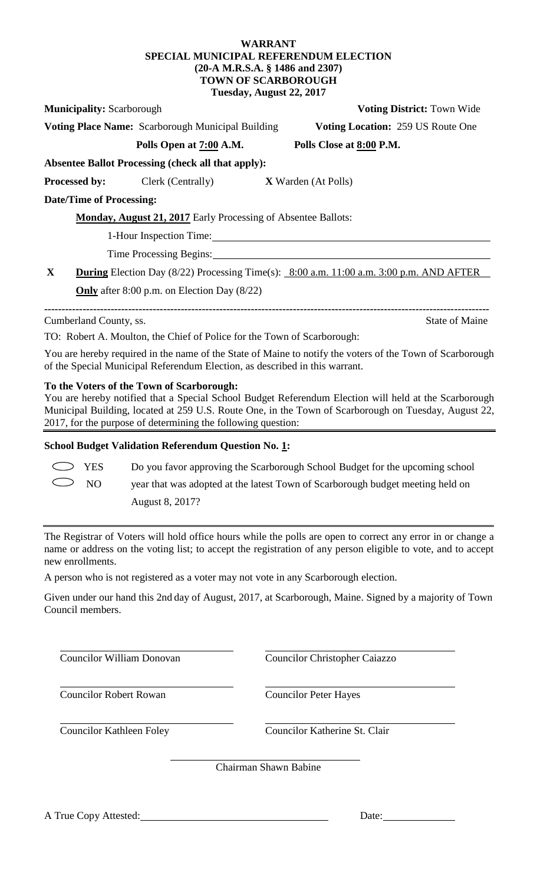**WARRANT**
**SPECIAL MUNICIPAL REFERENDUM ELECTION**
**(20-A M.R.S.A. § 1486 and 2307)**
**TOWN OF SCARBOROUGH**
**Tuesday, August 22, 2017**

**Municipality:** Scarborough **Voting District:** Town Wide

**Voting Place Name:** Scarborough Municipal Building **Voting Location:** 259 US Route One

**Polls Open at 7:00 A.M.** **Polls Close at 8:00 P.M.**

**Absentee Ballot Processing (check all that apply):**

**Processed by:** Clerk (Centrally) **X** Warden (At Polls)

**Date/Time of Processing:**

**Monday, August 21, 2017** Early Processing of Absentee Ballots:

1-Hour Inspection Time: ____________________

Time Processing Begins: ____________________

**X** **During** Election Day (8/22) Processing Time(s): 8:00 a.m. 11:00 a.m. 3:00 p.m. AND AFTER

**Only** after 8:00 p.m. on Election Day (8/22)

---

Cumberland County, ss. State of Maine

TO: Robert A. Moulton, the Chief of Police for the Town of Scarborough:

You are hereby required in the name of the State of Maine to notify the voters of the Town of Scarborough of the Special Municipal Referendum Election, as described in this warrant.

**To the Voters of the Town of Scarborough:**
You are hereby notified that a Special School Budget Referendum Election will held at the Scarborough Municipal Building, located at 259 U.S. Route One, in the Town of Scarborough on Tuesday, August 22, 2017, for the purpose of determining the following question:

**School Budget Validation Referendum Question No. 1:**

○ YES
○ NO

Do you favor approving the Scarborough School Budget for the upcoming school year that was adopted at the latest Town of Scarborough budget meeting held on August 8, 2017?

---

The Registrar of Voters will hold office hours while the polls are open to correct any error in or change a name or address on the voting list; to accept the registration of any person eligible to vote, and to accept new enrollments.

A person who is not registered as a voter may not vote in any Scarborough election.

Given under our hand this 2nd day of August, 2017, at Scarborough, Maine. Signed by a majority of Town Council members.

____________________ Councilor William Donovan

____________________ Councilor Christopher Caiazzo

____________________ Councilor Robert Rowan

____________________ Councilor Peter Hayes

____________________ Councilor Kathleen Foley

____________________ Councilor Katherine St. Clair

____________________ Chairman Shawn Babine

A True Copy Attested: ____________________ Date: __________